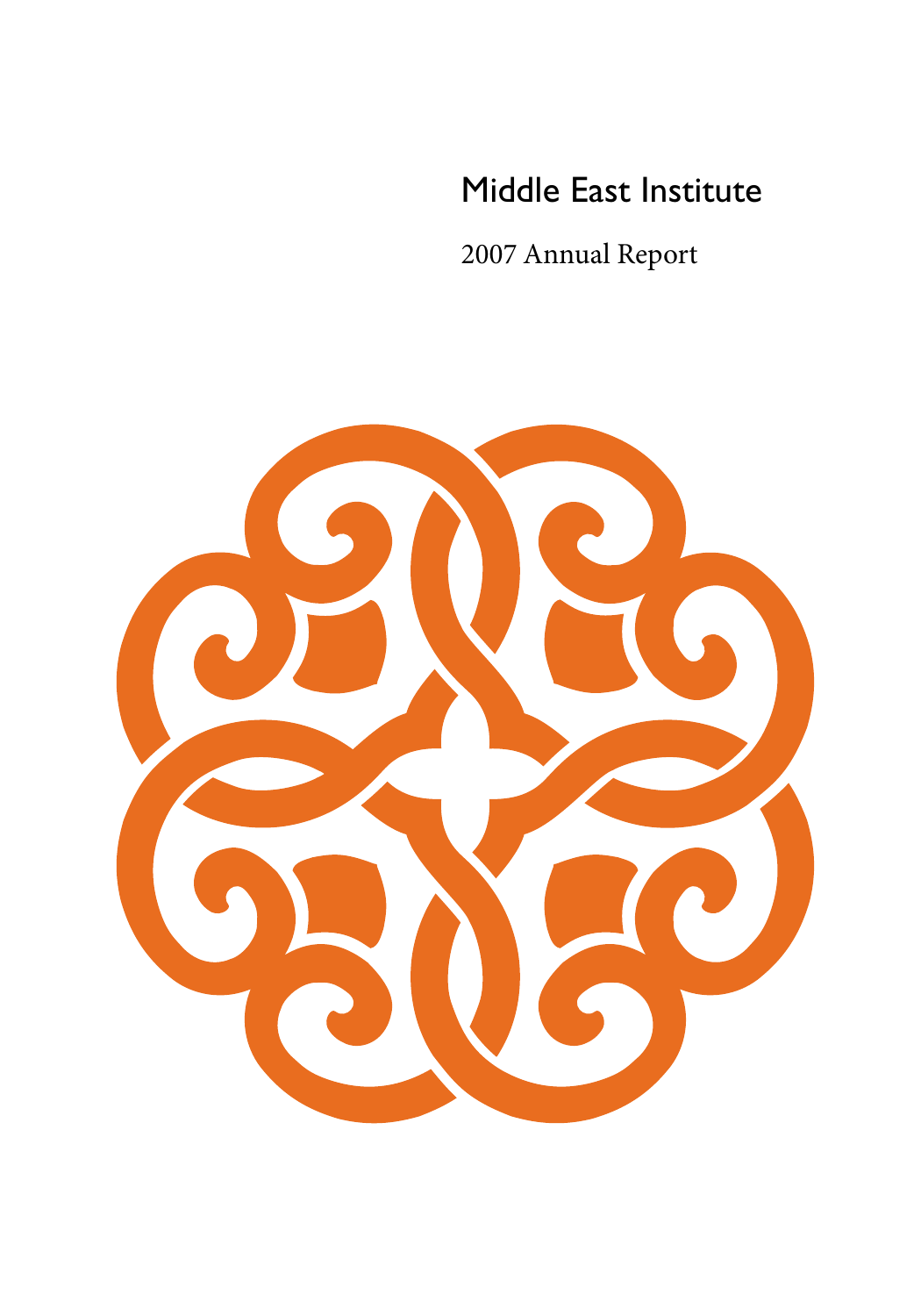# Middle East Institute

2007 Annual Report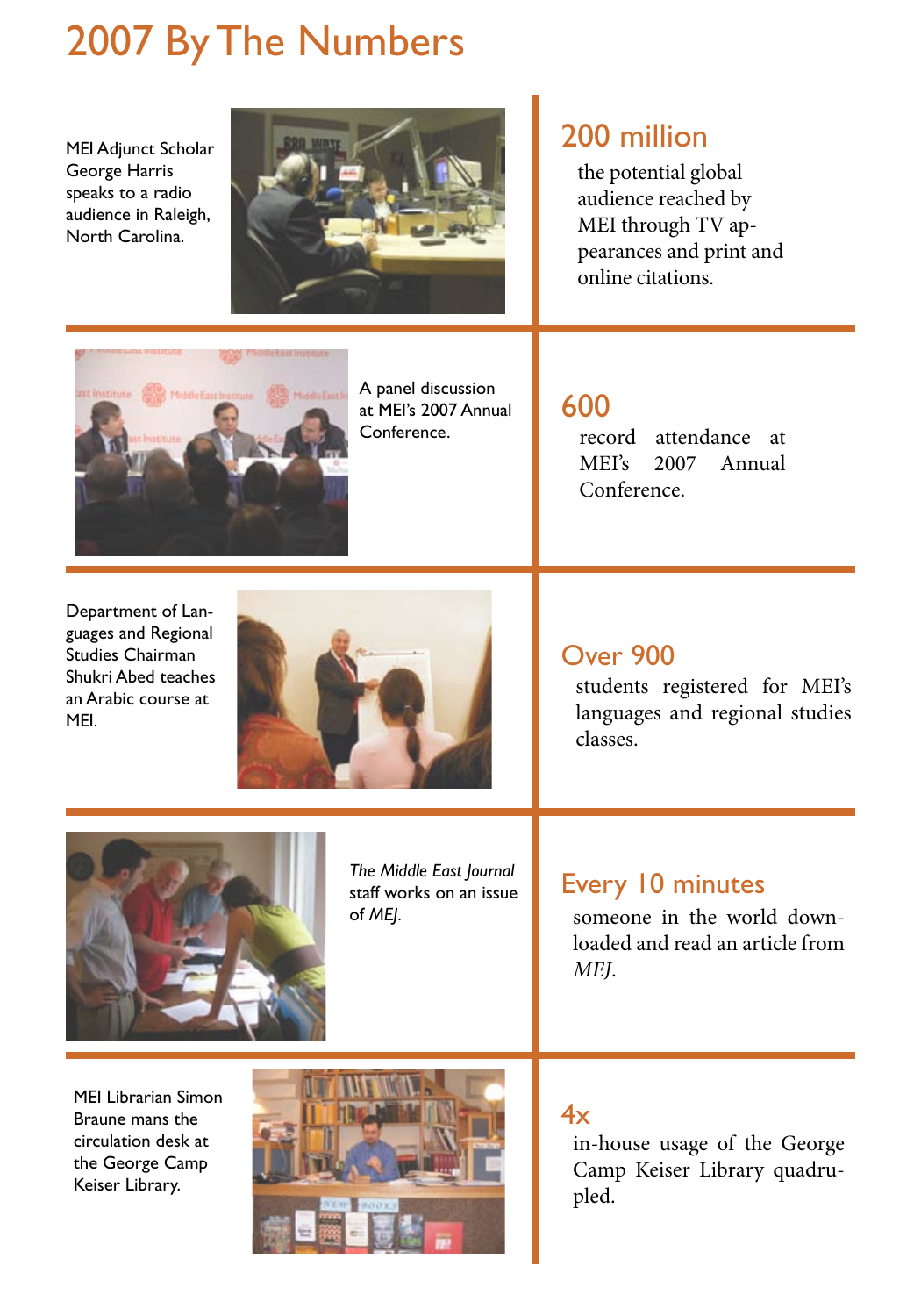# 2007 By The Numbers

MEI Adjunct Scholar George Harris speaks to a radio audience in Raleigh, North Carolina.

## 200 million

the potential global audience reached by MEI through TV appearances and print and online citations.

A panel discussion at MEI's 2007 Annual Conference.

## 600

record attendance at MEI's 2007 Annual Conference.

Department of Languages and Regional Studies Chairman Shukri Abed teaches an Arabic course at MEI.

## Over 900

students registered for MEI's languages and regional studies classes.

*The Middle East Journal* staff works on an issue of *MEJ*.

## Every 10 minutes

someone in the world downloaded and read an article from *MEJ*.

MEI Librarian Simon Braune mans the circulation desk at the George Camp Keiser Library.

## 4x

in-house usage of the George Camp Keiser Library quadrupled.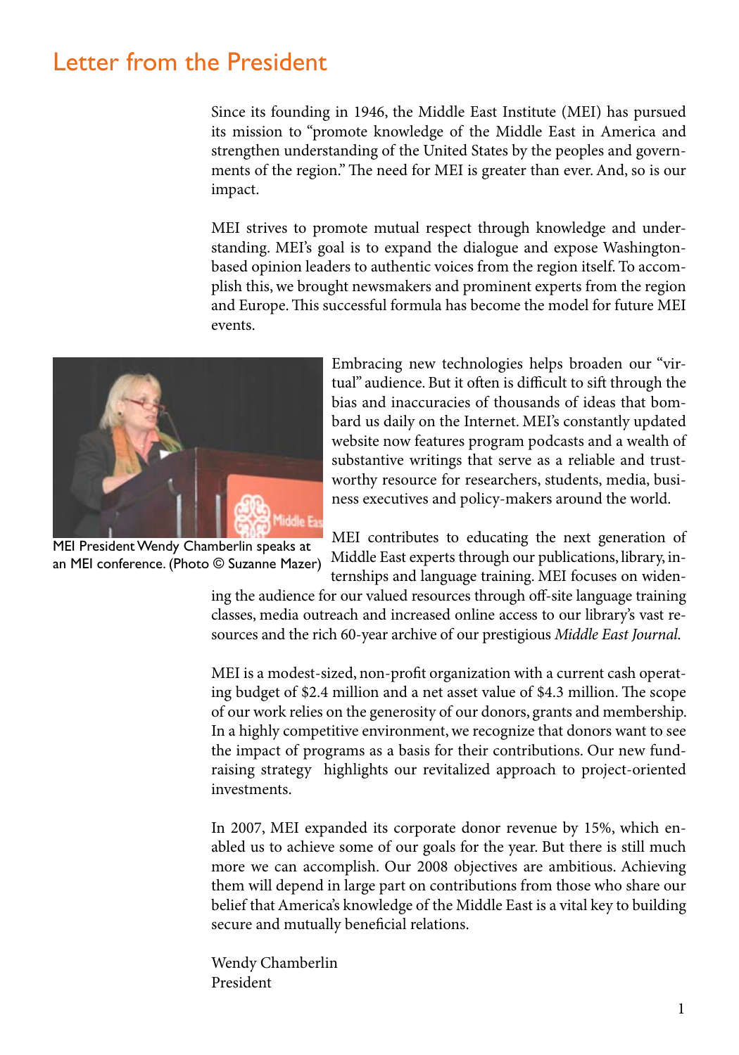# Letter from the President

Since its founding in 1946, the Middle East Institute (MEI) has pursued its mission to "promote knowledge of the Middle East in America and strengthen understanding of the United States by the peoples and governments of the region." The need for MEI is greater than ever. And, so is our impact.

MEI strives to promote mutual respect through knowledge and understanding. MEI's goal is to expand the dialogue and expose Washington-based opinion leaders to authentic voices from the region itself. To accomplish this, we brought newsmakers and prominent experts from the region and Europe. This successful formula has become the model for future MEI events.

MEI President Wendy Chamberlin speaks at an MEI conference. (Photo © Suzanne Mazer)

Embracing new technologies helps broaden our "virtual" audience. But it often is difficult to sift through the bias and inaccuracies of thousands of ideas that bombard us daily on the Internet. MEI's constantly updated website now features program podcasts and a wealth of substantive writings that serve as a reliable and trustworthy resource for researchers, students, media, business executives and policy-makers around the world.

MEI contributes to educating the next generation of Middle East experts through our publications, library, internships and language training. MEI focuses on widening the audience for our valued resources through off-site language training classes, media outreach and increased online access to our library's vast resources and the rich 60-year archive of our prestigious *Middle East Journal*.

MEI is a modest-sized, non-profit organization with a current cash operating budget of $2.4 million and a net asset value of $4.3 million. The scope of our work relies on the generosity of our donors, grants and membership. In a highly competitive environment, we recognize that donors want to see the impact of programs as a basis for their contributions. Our new fundraising strategy highlights our revitalized approach to project-oriented investments.

In 2007, MEI expanded its corporate donor revenue by 15%, which enabled us to achieve some of our goals for the year. But there is still much more we can accomplish. Our 2008 objectives are ambitious. Achieving them will depend in large part on contributions from those who share our belief that America's knowledge of the Middle East is a vital key to building secure and mutually beneficial relations.

Wendy Chamberlin
President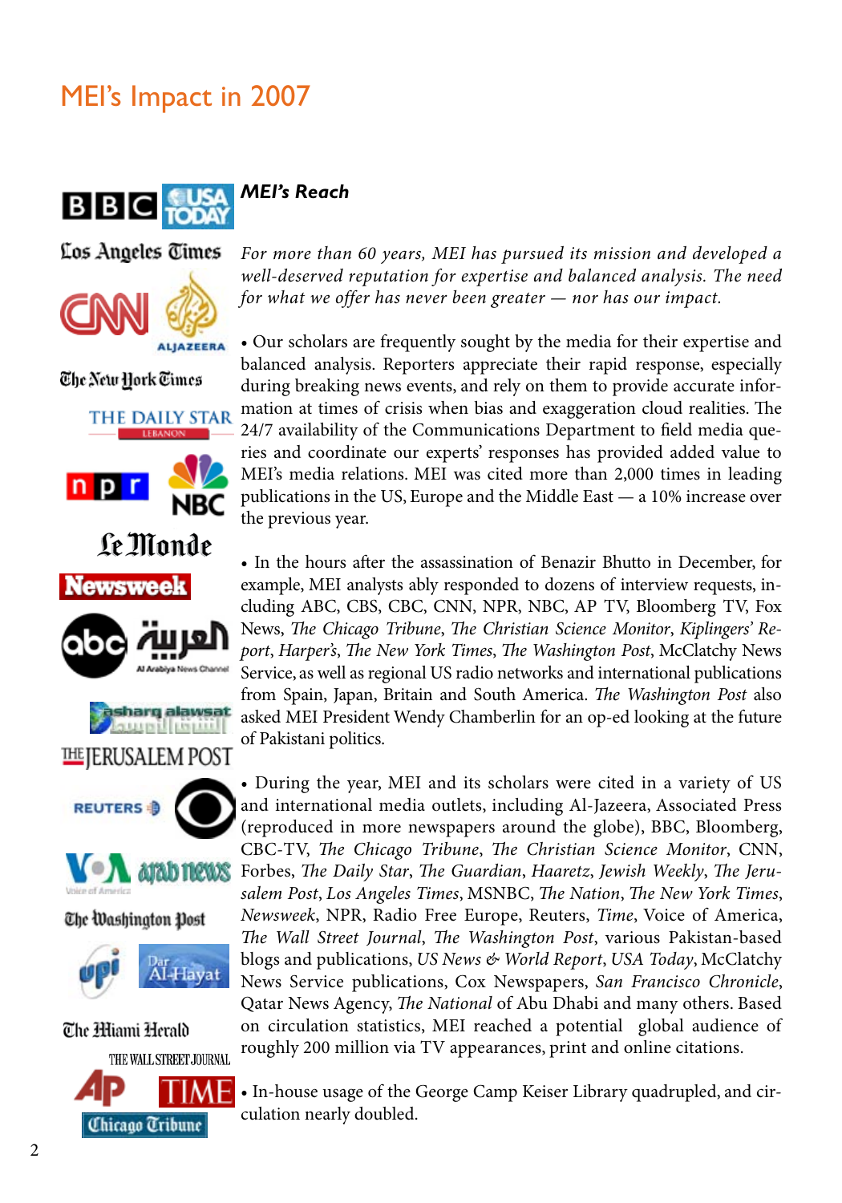# MEI's Impact in 2007

### *MEI's Reach*

*For more than 60 years, MEI has pursued its mission and developed a well-deserved reputation for expertise and balanced analysis. The need for what we offer has never been greater — nor has our impact.*

• Our scholars are frequently sought by the media for their expertise and balanced analysis. Reporters appreciate their rapid response, especially during breaking news events, and rely on them to provide accurate information at times of crisis when bias and exaggeration cloud realities. The 24/7 availability of the Communications Department to field media queries and coordinate our experts' responses has provided added value to MEI's media relations. MEI was cited more than 2,000 times in leading publications in the US, Europe and the Middle East — a 10% increase over the previous year.

• In the hours after the assassination of Benazir Bhutto in December, for example, MEI analysts ably responded to dozens of interview requests, including ABC, CBS, CBC, CNN, NPR, NBC, AP TV, Bloomberg TV, Fox News, *The Chicago Tribune*, *The Christian Science Monitor*, *Kiplingers' Report*, *Harper's*, *The New York Times*, *The Washington Post*, McClatchy News Service, as well as regional US radio networks and international publications from Spain, Japan, Britain and South America. *The Washington Post* also asked MEI President Wendy Chamberlin for an op-ed looking at the future of Pakistani politics.

• During the year, MEI and its scholars were cited in a variety of US and international media outlets, including Al-Jazeera, Associated Press (reproduced in more newspapers around the globe), BBC, Bloomberg, CBC-TV, *The Chicago Tribune*, *The Christian Science Monitor*, CNN, Forbes, *The Daily Star*, *The Guardian*, *Haaretz*, *Jewish Weekly*, *The Jerusalem Post*, *Los Angeles Times*, MSNBC, *The Nation*, *The New York Times*, *Newsweek*, NPR, Radio Free Europe, Reuters, *Time*, Voice of America, *The Wall Street Journal*, *The Washington Post*, various Pakistan-based blogs and publications, *US News & World Report*, *USA Today*, McClatchy News Service publications, Cox Newspapers, *San Francisco Chronicle*, Qatar News Agency, *The National* of Abu Dhabi and many others. Based on circulation statistics, MEI reached a potential global audience of roughly 200 million via TV appearances, print and online citations.

• In-house usage of the George Camp Keiser Library quadrupled, and circulation nearly doubled.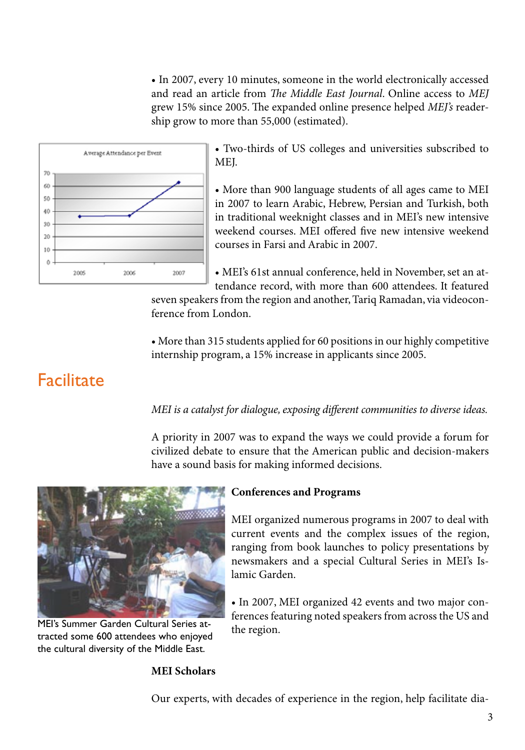• In 2007, every 10 minutes, someone in the world electronically accessed and read an article from *The Middle East Journal*. Online access to *MEJ* grew 15% since 2005. The expanded online presence helped *MEJ's* readership grow to more than 55,000 (estimated).

• Two-thirds of US colleges and universities subscribed to MEJ.

• More than 900 language students of all ages came to MEI in 2007 to learn Arabic, Hebrew, Persian and Turkish, both in traditional weeknight classes and in MEI's new intensive weekend courses. MEI offered five new intensive weekend courses in Farsi and Arabic in 2007.

• MEI's 61st annual conference, held in November, set an attendance record, with more than 600 attendees. It featured seven speakers from the region and another, Tariq Ramadan, via videoconference from London.

• More than 315 students applied for 60 positions in our highly competitive internship program, a 15% increase in applicants since 2005.

## Facilitate

*MEI is a catalyst for dialogue, exposing different communities to diverse ideas.*

A priority in 2007 was to expand the ways we could provide a forum for civilized debate to ensure that the American public and decision-makers have a sound basis for making informed decisions.

MEI's Summer Garden Cultural Series attracted some 600 attendees who enjoyed the cultural diversity of the Middle East.

**Conferences and Programs**

MEI organized numerous programs in 2007 to deal with current events and the complex issues of the region, ranging from book launches to policy presentations by newsmakers and a special Cultural Series in MEI's Islamic Garden.

• In 2007, MEI organized 42 events and two major conferences featuring noted speakers from across the US and the region.

**MEI Scholars**

Our experts, with decades of experience in the region, help facilitate dia-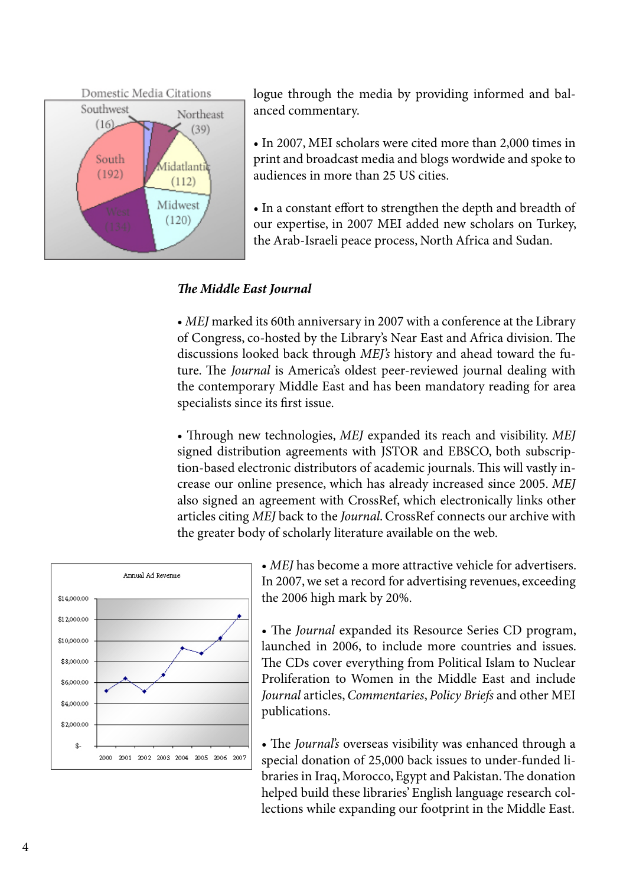Domestic Media Citations

Southwest (16), Northeast (39), South (192), Midatlantic (112), West (154), Midwest (120)

logue through the media by providing informed and balanced commentary.

- In 2007, MEI scholars were cited more than 2,000 times in print and broadcast media and blogs wordwide and spoke to audiences in more than 25 US cities.

- In a constant effort to strengthen the depth and breadth of our expertise, in 2007 MEI added new scholars on Turkey, the Arab-Israeli peace process, North Africa and Sudan.

### *The Middle East Journal*

- *MEJ* marked its 60th anniversary in 2007 with a conference at the Library of Congress, co-hosted by the Library's Near East and Africa division. The discussions looked back through *MEJ's* history and ahead toward the future. The *Journal* is America's oldest peer-reviewed journal dealing with the contemporary Middle East and has been mandatory reading for area specialists since its first issue.

- Through new technologies, *MEJ* expanded its reach and visibility. *MEJ* signed distribution agreements with JSTOR and EBSCO, both subscription-based electronic distributors of academic journals. This will vastly increase our online presence, which has already increased since 2005. *MEJ* also signed an agreement with CrossRef, which electronically links other articles citing *MEJ* back to the *Journal*. CrossRef connects our archive with the greater body of scholarly literature available on the web.

Annual Ad Revenue

- *MEJ* has become a more attractive vehicle for advertisers. In 2007, we set a record for advertising revenues, exceeding the 2006 high mark by 20%.

- The *Journal* expanded its Resource Series CD program, launched in 2006, to include more countries and issues. The CDs cover everything from Political Islam to Nuclear Proliferation to Women in the Middle East and include *Journal* articles, *Commentaries*, *Policy Briefs* and other MEI publications.

- The *Journal's* overseas visibility was enhanced through a special donation of 25,000 back issues to under-funded libraries in Iraq, Morocco, Egypt and Pakistan. The donation helped build these libraries' English language research collections while expanding our footprint in the Middle East.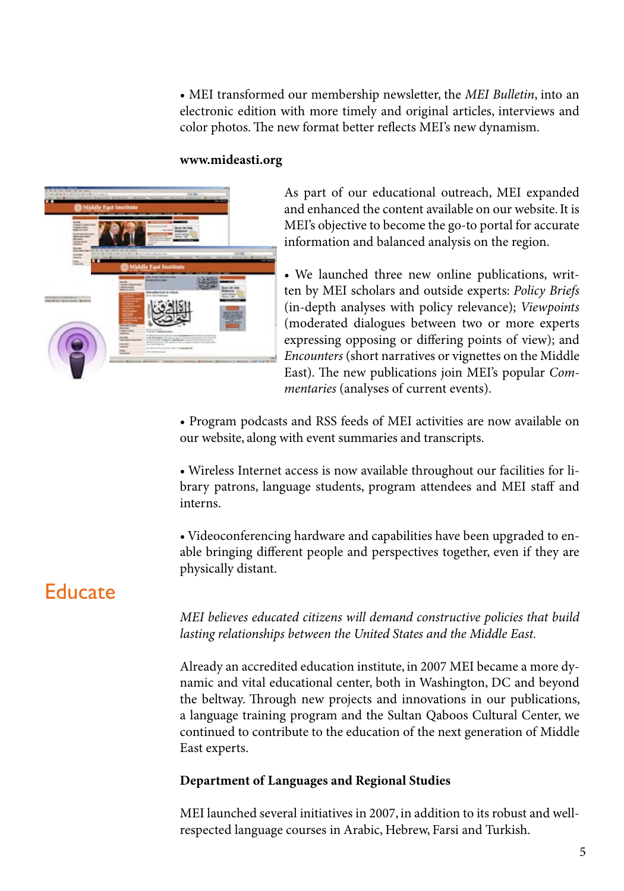• MEI transformed our membership newsletter, the *MEI Bulletin*, into an electronic edition with more timely and original articles, interviews and color photos. The new format better reflects MEI's new dynamism.

**www.mideasti.org**

As part of our educational outreach, MEI expanded and enhanced the content available on our website. It is MEI's objective to become the go-to portal for accurate information and balanced analysis on the region.

• We launched three new online publications, written by MEI scholars and outside experts: *Policy Briefs* (in-depth analyses with policy relevance); *Viewpoints* (moderated dialogues between two or more experts expressing opposing or differing points of view); and *Encounters* (short narratives or vignettes on the Middle East). The new publications join MEI's popular *Commentaries* (analyses of current events).

• Program podcasts and RSS feeds of MEI activities are now available on our website, along with event summaries and transcripts.

• Wireless Internet access is now available throughout our facilities for library patrons, language students, program attendees and MEI staff and interns.

• Videoconferencing hardware and capabilities have been upgraded to enable bringing different people and perspectives together, even if they are physically distant.

## Educate

*MEI believes educated citizens will demand constructive policies that build lasting relationships between the United States and the Middle East.*

Already an accredited education institute, in 2007 MEI became a more dynamic and vital educational center, both in Washington, DC and beyond the beltway. Through new projects and innovations in our publications, a language training program and the Sultan Qaboos Cultural Center, we continued to contribute to the education of the next generation of Middle East experts.

**Department of Languages and Regional Studies**

MEI launched several initiatives in 2007, in addition to its robust and well-respected language courses in Arabic, Hebrew, Farsi and Turkish.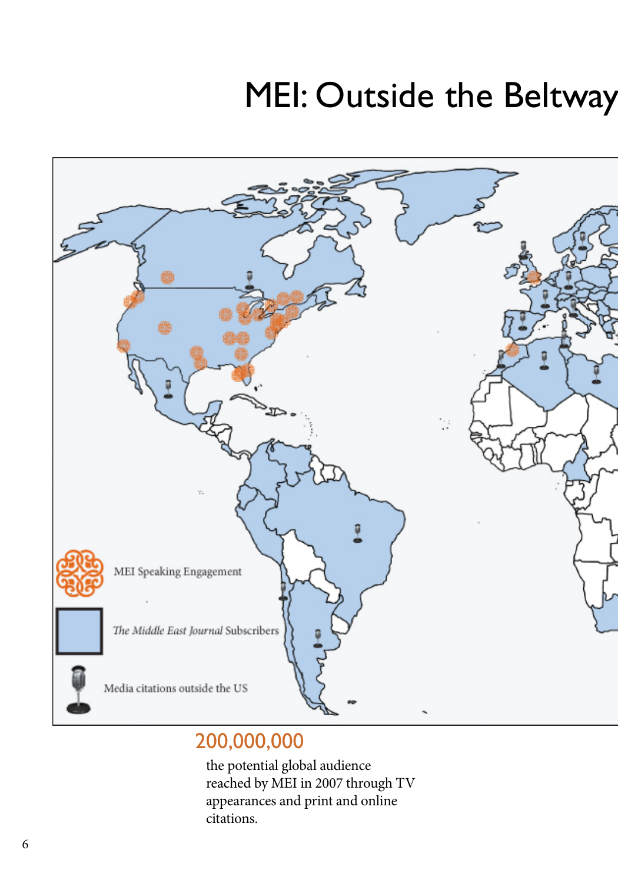# MEI: Outside the Beltway

MEI Speaking Engagement

*The Middle East Journal* Subscribers

Media citations outside the US

200,000,000

the potential global audience reached by MEI in 2007 through TV appearances and print and online citations.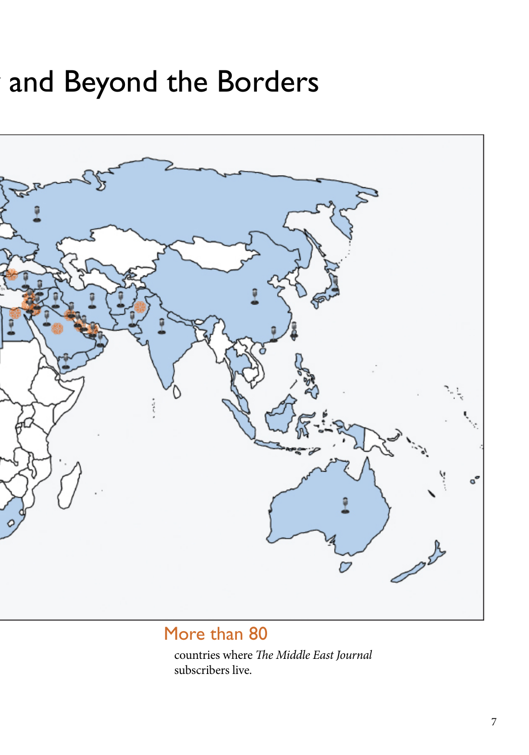# and Beyond the Borders

More than 80

countries where *The Middle East Journal* subscribers live.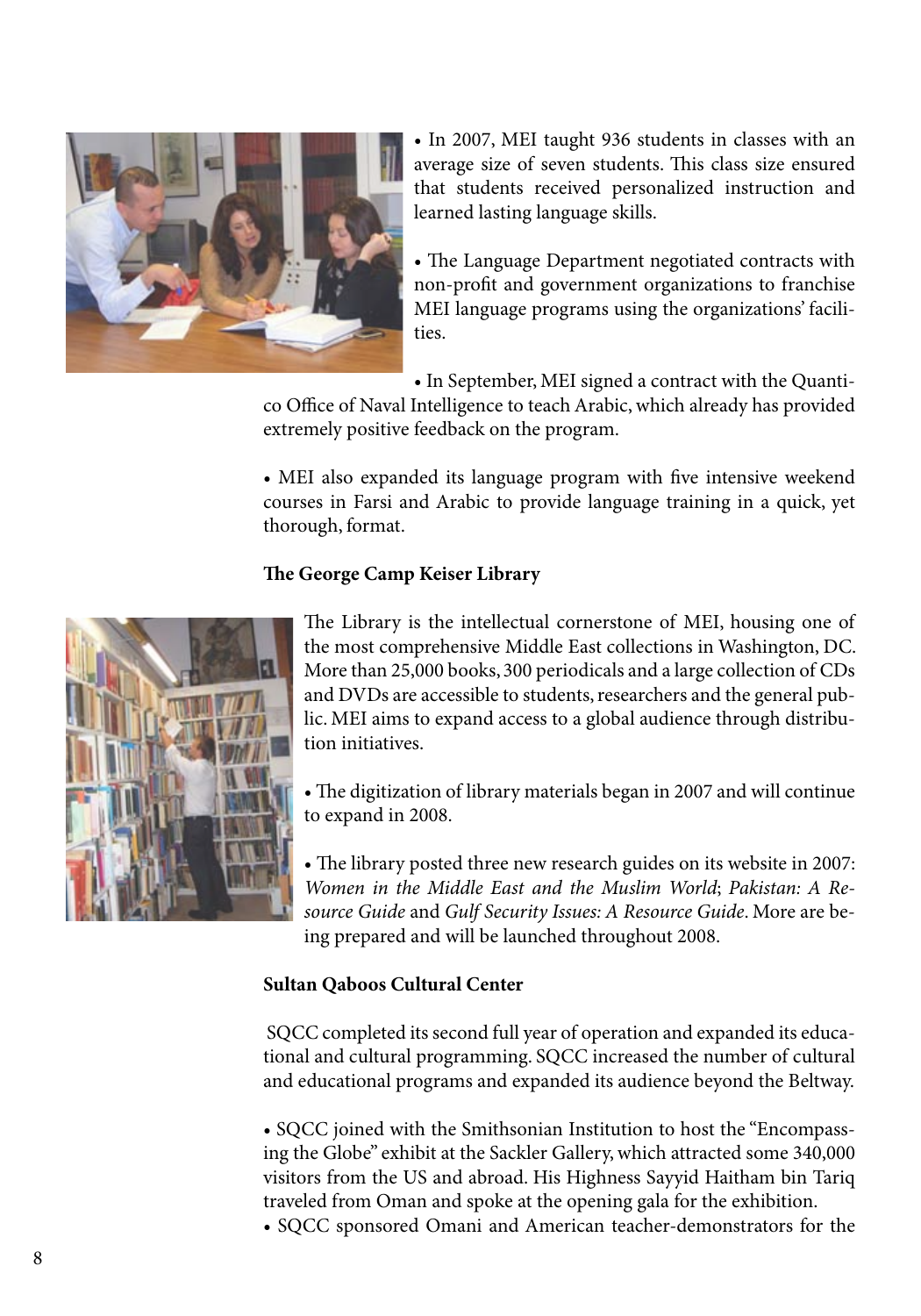• In 2007, MEI taught 936 students in classes with an average size of seven students. This class size ensured that students received personalized instruction and learned lasting language skills.

• The Language Department negotiated contracts with non-profit and government organizations to franchise MEI language programs using the organizations' facilities.

• In September, MEI signed a contract with the Quantico Office of Naval Intelligence to teach Arabic, which already has provided extremely positive feedback on the program.

• MEI also expanded its language program with five intensive weekend courses in Farsi and Arabic to provide language training in a quick, yet thorough, format.

**The George Camp Keiser Library**

The Library is the intellectual cornerstone of MEI, housing one of the most comprehensive Middle East collections in Washington, DC. More than 25,000 books, 300 periodicals and a large collection of CDs and DVDs are accessible to students, researchers and the general public. MEI aims to expand access to a global audience through distribution initiatives.

• The digitization of library materials began in 2007 and will continue to expand in 2008.

• The library posted three new research guides on its website in 2007: *Women in the Middle East and the Muslim World*; *Pakistan: A Resource Guide* and *Gulf Security Issues: A Resource Guide*. More are being prepared and will be launched throughout 2008.

**Sultan Qaboos Cultural Center**

SQCC completed its second full year of operation and expanded its educational and cultural programming. SQCC increased the number of cultural and educational programs and expanded its audience beyond the Beltway.

• SQCC joined with the Smithsonian Institution to host the "Encompassing the Globe" exhibit at the Sackler Gallery, which attracted some 340,000 visitors from the US and abroad. His Highness Sayyid Haitham bin Tariq traveled from Oman and spoke at the opening gala for the exhibition.

• SQCC sponsored Omani and American teacher-demonstrators for the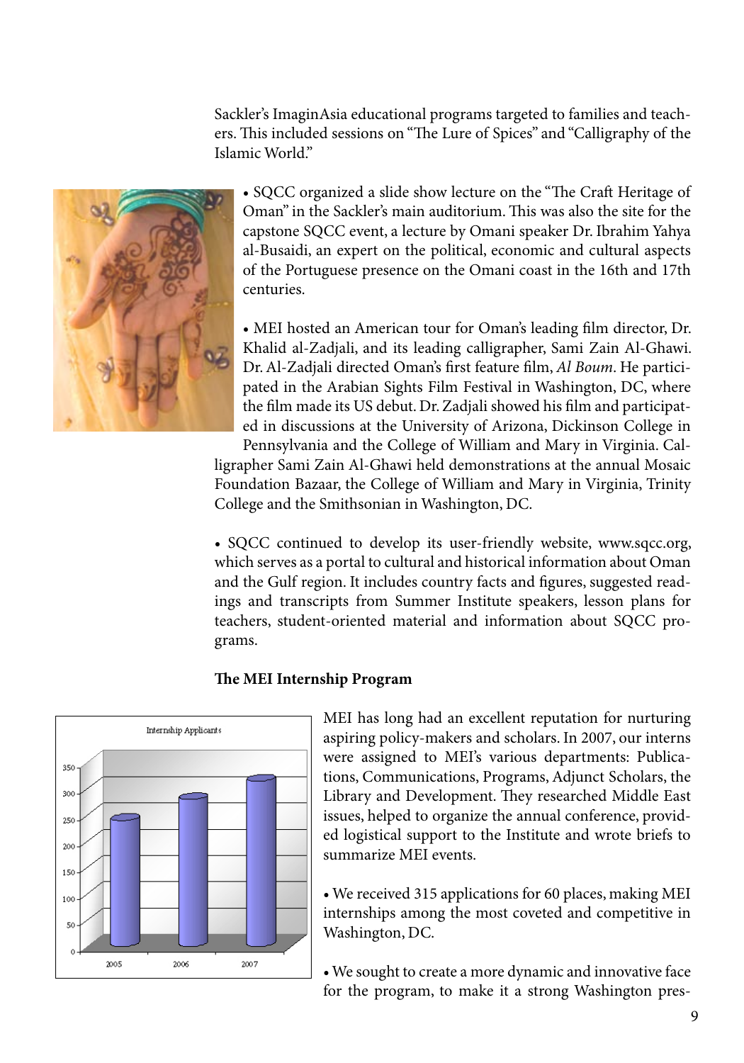Sackler's ImaginAsia educational programs targeted to families and teachers. This included sessions on "The Lure of Spices" and "Calligraphy of the Islamic World."

• SQCC organized a slide show lecture on the "The Craft Heritage of Oman" in the Sackler's main auditorium. This was also the site for the capstone SQCC event, a lecture by Omani speaker Dr. Ibrahim Yahya al-Busaidi, an expert on the political, economic and cultural aspects of the Portuguese presence on the Omani coast in the 16th and 17th centuries.

• MEI hosted an American tour for Oman's leading film director, Dr. Khalid al-Zadjali, and its leading calligrapher, Sami Zain Al-Ghawi. Dr. Al-Zadjali directed Oman's first feature film, *Al Boum*. He participated in the Arabian Sights Film Festival in Washington, DC, where the film made its US debut. Dr. Zadjali showed his film and participated in discussions at the University of Arizona, Dickinson College in Pennsylvania and the College of William and Mary in Virginia. Calligrapher Sami Zain Al-Ghawi held demonstrations at the annual Mosaic Foundation Bazaar, the College of William and Mary in Virginia, Trinity College and the Smithsonian in Washington, DC.

• SQCC continued to develop its user-friendly website, www.sqcc.org, which serves as a portal to cultural and historical information about Oman and the Gulf region. It includes country facts and figures, suggested readings and transcripts from Summer Institute speakers, lesson plans for teachers, student-oriented material and information about SQCC programs.

**The MEI Internship Program**

MEI has long had an excellent reputation for nurturing aspiring policy-makers and scholars. In 2007, our interns were assigned to MEI's various departments: Publications, Communications, Programs, Adjunct Scholars, the Library and Development. They researched Middle East issues, helped to organize the annual conference, provided logistical support to the Institute and wrote briefs to summarize MEI events.

• We received 315 applications for 60 places, making MEI internships among the most coveted and competitive in Washington, DC.

• We sought to create a more dynamic and innovative face for the program, to make it a strong Washington pres-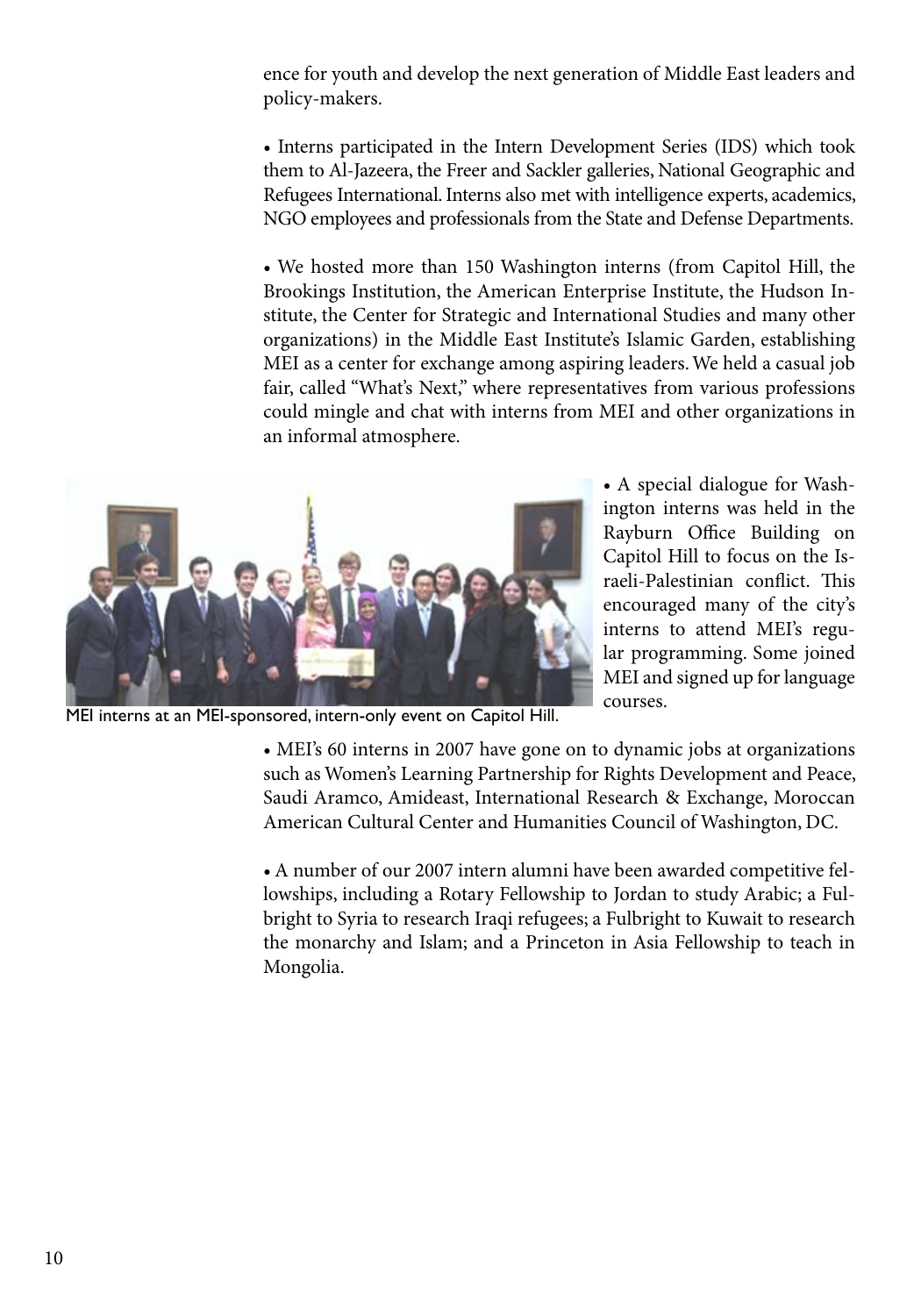ence for youth and develop the next generation of Middle East leaders and policy-makers.

• Interns participated in the Intern Development Series (IDS) which took them to Al-Jazeera, the Freer and Sackler galleries, National Geographic and Refugees International. Interns also met with intelligence experts, academics, NGO employees and professionals from the State and Defense Departments.

• We hosted more than 150 Washington interns (from Capitol Hill, the Brookings Institution, the American Enterprise Institute, the Hudson Institute, the Center for Strategic and International Studies and many other organizations) in the Middle East Institute's Islamic Garden, establishing MEI as a center for exchange among aspiring leaders. We held a casual job fair, called "What's Next," where representatives from various professions could mingle and chat with interns from MEI and other organizations in an informal atmosphere.

MEI interns at an MEI-sponsored, intern-only event on Capitol Hill.

• A special dialogue for Washington interns was held in the Rayburn Office Building on Capitol Hill to focus on the Israeli-Palestinian conflict. This encouraged many of the city's interns to attend MEI's regular programming. Some joined MEI and signed up for language courses.

• MEI's 60 interns in 2007 have gone on to dynamic jobs at organizations such as Women's Learning Partnership for Rights Development and Peace, Saudi Aramco, Amideast, International Research & Exchange, Moroccan American Cultural Center and Humanities Council of Washington, DC.

• A number of our 2007 intern alumni have been awarded competitive fellowships, including a Rotary Fellowship to Jordan to study Arabic; a Fulbright to Syria to research Iraqi refugees; a Fulbright to Kuwait to research the monarchy and Islam; and a Princeton in Asia Fellowship to teach in Mongolia.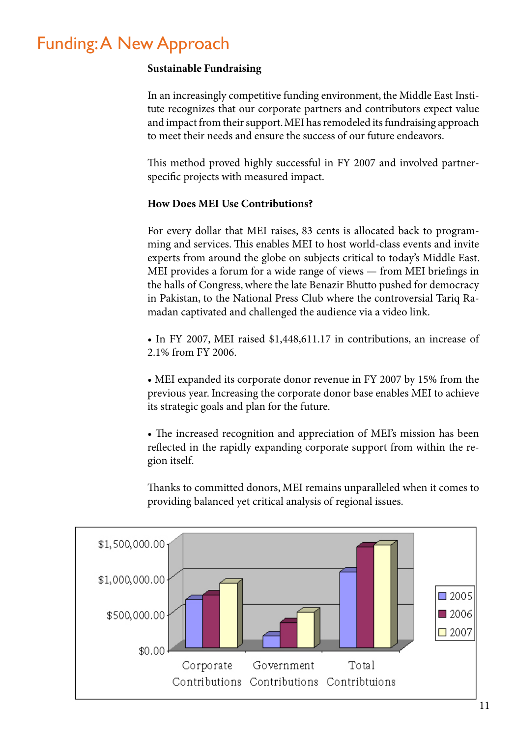# Funding: A New Approach

**Sustainable Fundraising**

In an increasingly competitive funding environment, the Middle East Institute recognizes that our corporate partners and contributors expect value and impact from their support. MEI has remodeled its fundraising approach to meet their needs and ensure the success of our future endeavors.

This method proved highly successful in FY 2007 and involved partner-specific projects with measured impact.

**How Does MEI Use Contributions?**

For every dollar that MEI raises, 83 cents is allocated back to programming and services. This enables MEI to host world-class events and invite experts from around the globe on subjects critical to today's Middle East. MEI provides a forum for a wide range of views — from MEI briefings in the halls of Congress, where the late Benazir Bhutto pushed for democracy in Pakistan, to the National Press Club where the controversial Tariq Ramadan captivated and challenged the audience via a video link.

- In FY 2007, MEI raised $1,448,611.17 in contributions, an increase of 2.1% from FY 2006.

- MEI expanded its corporate donor revenue in FY 2007 by 15% from the previous year. Increasing the corporate donor base enables MEI to achieve its strategic goals and plan for the future.

- The increased recognition and appreciation of MEI's mission has been reflected in the rapidly expanding corporate support from within the region itself.

Thanks to committed donors, MEI remains unparalleled when it comes to providing balanced yet critical analysis of regional issues.

$1,500,000.00
$1,000,000.00
$500,000.00
$0.00

Corporate Contributions | Government Contributions | Total Contribtuions

2005 | 2006 | 2007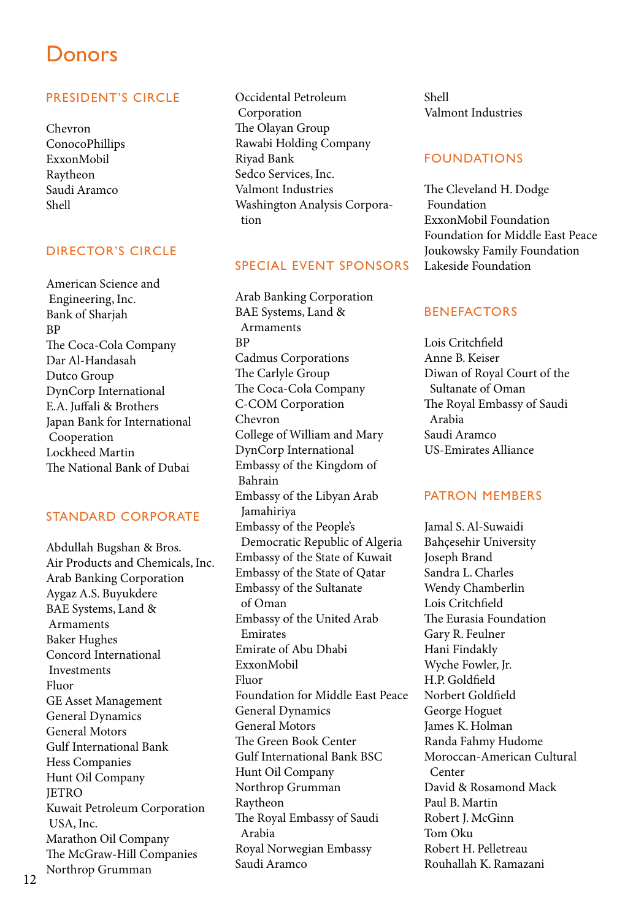# Donors

## PRESIDENT'S CIRCLE

Chevron
ConocoPhillips
ExxonMobil
Raytheon
Saudi Aramco
Shell

## DIRECTOR'S CIRCLE

American Science and Engineering, Inc.
Bank of Sharjah
BP
The Coca-Cola Company
Dar Al-Handasah
Dutco Group
DynCorp International
E.A. Juffali & Brothers
Japan Bank for International Cooperation
Lockheed Martin
The National Bank of Dubai

## STANDARD CORPORATE

Abdullah Bugshan & Bros.
Air Products and Chemicals, Inc.
Arab Banking Corporation
Aygaz A.S. Buyukdere
BAE Systems, Land & Armaments
Baker Hughes
Concord International Investments
Fluor
GE Asset Management
General Dynamics
General Motors
Gulf International Bank
Hess Companies
Hunt Oil Company
JETRO
Kuwait Petroleum Corporation USA, Inc.
Marathon Oil Company
The McGraw-Hill Companies
Northrop Grumman
Occidental Petroleum Corporation
The Olayan Group
Rawabi Holding Company
Riyad Bank
Sedco Services, Inc.
Valmont Industries
Washington Analysis Corporation

## SPECIAL EVENT SPONSORS

Arab Banking Corporation
BAE Systems, Land & Armaments
BP
Cadmus Corporations
The Carlyle Group
The Coca-Cola Company
C-COM Corporation
Chevron
College of William and Mary
DynCorp International
Embassy of the Kingdom of Bahrain
Embassy of the Libyan Arab Jamahiriya
Embassy of the People's Democratic Republic of Algeria
Embassy of the State of Kuwait
Embassy of the State of Qatar
Embassy of the Sultanate of Oman
Embassy of the United Arab Emirates
Emirate of Abu Dhabi
ExxonMobil
Fluor
Foundation for Middle East Peace
General Dynamics
General Motors
The Green Book Center
Gulf International Bank BSC
Hunt Oil Company
Northrop Grumman
Raytheon
The Royal Embassy of Saudi Arabia
Royal Norwegian Embassy
Saudi Aramco
Shell
Valmont Industries

## FOUNDATIONS

The Cleveland H. Dodge Foundation
ExxonMobil Foundation
Foundation for Middle East Peace
Joukowsky Family Foundation
Lakeside Foundation

## BENEFACTORS

Lois Critchfield
Anne B. Keiser
Diwan of Royal Court of the Sultanate of Oman
The Royal Embassy of Saudi Arabia
Saudi Aramco
US-Emirates Alliance

## PATRON MEMBERS

Jamal S. Al-Suwaidi
Bahçesehir University
Joseph Brand
Sandra L. Charles
Wendy Chamberlin
Lois Critchfield
The Eurasia Foundation
Gary R. Feulner
Hani Findakly
Wyche Fowler, Jr.
H.P. Goldfield
Norbert Goldfield
George Hoguet
James K. Holman
Randa Fahmy Hudome
Moroccan-American Cultural Center
David & Rosamond Mack
Paul B. Martin
Robert J. McGinn
Tom Oku
Robert H. Pelletreau
Rouhallah K. Ramazani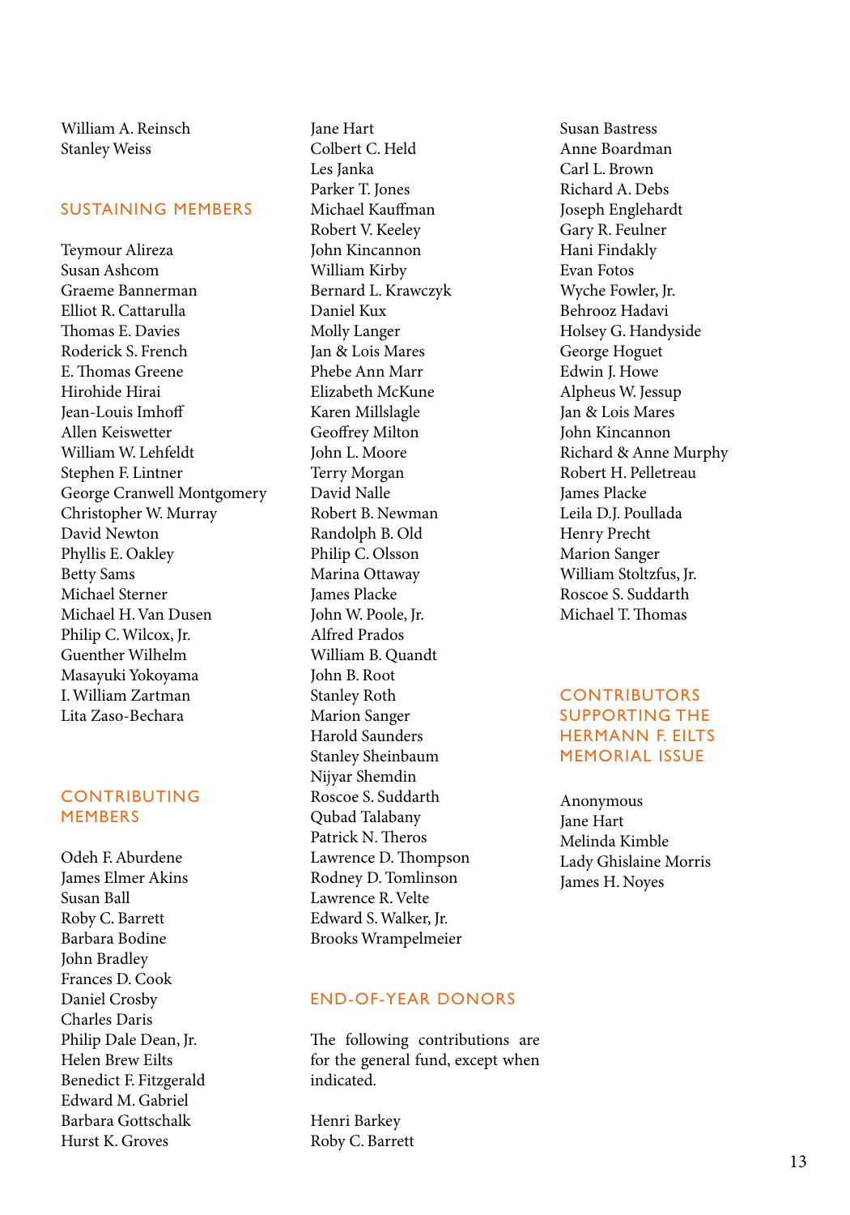William A. Reinsch
Stanley Weiss

## SUSTAINING MEMBERS

Teymour Alireza
Susan Ashcom
Graeme Bannerman
Elliot R. Cattarulla
Thomas E. Davies
Roderick S. French
E. Thomas Greene
Hirohide Hirai
Jean-Louis Imhoff
Allen Keiswetter
William W. Lehfeldt
Stephen F. Lintner
George Cranwell Montgomery
Christopher W. Murray
David Newton
Phyllis E. Oakley
Betty Sams
Michael Sterner
Michael H. Van Dusen
Philip C. Wilcox, Jr.
Guenther Wilhelm
Masayuki Yokoyama
I. William Zartman
Lita Zaso-Bechara

## CONTRIBUTING MEMBERS

Odeh F. Aburdene
James Elmer Akins
Susan Ball
Roby C. Barrett
Barbara Bodine
John Bradley
Frances D. Cook
Daniel Crosby
Charles Daris
Philip Dale Dean, Jr.
Helen Brew Eilts
Benedict F. Fitzgerald
Edward M. Gabriel
Barbara Gottschalk
Hurst K. Groves
Jane Hart
Colbert C. Held
Les Janka
Parker T. Jones
Michael Kauffman
Robert V. Keeley
John Kincannon
William Kirby
Bernard L. Krawczyk
Daniel Kux
Molly Langer
Jan & Lois Mares
Phebe Ann Marr
Elizabeth McKune
Karen Millslagle
Geoffrey Milton
John L. Moore
Terry Morgan
David Nalle
Robert B. Newman
Randolph B. Old
Philip C. Olsson
Marina Ottaway
James Placke
John W. Poole, Jr.
Alfred Prados
William B. Quandt
John B. Root
Stanley Roth
Marion Sanger
Harold Saunders
Stanley Sheinbaum
Nijyar Shemdin
Roscoe S. Suddarth
Qubad Talabany
Patrick N. Theros
Lawrence D. Thompson
Rodney D. Tomlinson
Lawrence R. Velte
Edward S. Walker, Jr.
Brooks Wrampelmeier

## END-OF-YEAR DONORS

The following contributions are for the general fund, except when indicated.

Henri Barkey
Roby C. Barrett
Susan Bastress
Anne Boardman
Carl L. Brown
Richard A. Debs
Joseph Englehardt
Gary R. Feulner
Hani Findakly
Evan Fotos
Wyche Fowler, Jr.
Behrooz Hadavi
Holsey G. Handyside
George Hoguet
Edwin J. Howe
Alpheus W. Jessup
Jan & Lois Mares
John Kincannon
Richard & Anne Murphy
Robert H. Pelletreau
James Placke
Leila D.J. Poullada
Henry Precht
Marion Sanger
William Stoltzfus, Jr.
Roscoe S. Suddarth
Michael T. Thomas

## CONTRIBUTORS SUPPORTING THE HERMANN F. EILTS MEMORIAL ISSUE

Anonymous
Jane Hart
Melinda Kimble
Lady Ghislaine Morris
James H. Noyes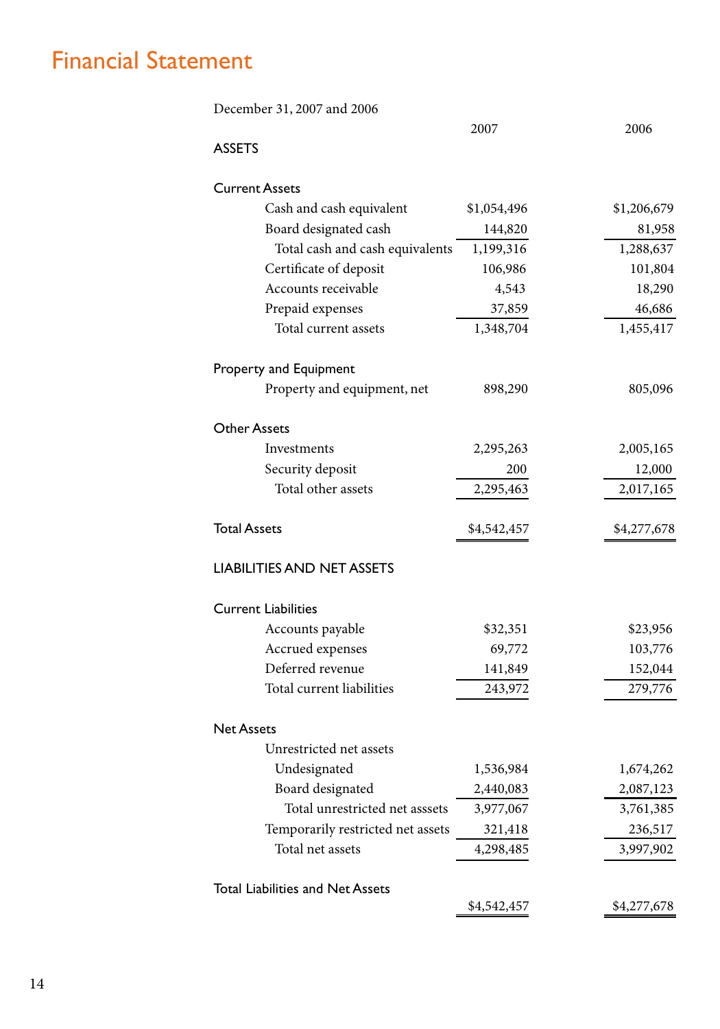# Financial Statement

December 31, 2007 and 2006

| | 2007 | 2006 |
|---|---|---|
| **ASSETS** | | |
| **Current Assets** | | |
| Cash and cash equivalent | $1,054,496 | $1,206,679 |
| Board designated cash | 144,820 | 81,958 |
| Total cash and cash equivalents | 1,199,316 | 1,288,637 |
| Certificate of deposit | 106,986 | 101,804 |
| Accounts receivable | 4,543 | 18,290 |
| Prepaid expenses | 37,859 | 46,686 |
| Total current assets | 1,348,704 | 1,455,417 |
| **Property and Equipment** | | |
| Property and equipment, net | 898,290 | 805,096 |
| **Other Assets** | | |
| Investments | 2,295,263 | 2,005,165 |
| Security deposit | 200 | 12,000 |
| Total other assets | 2,295,463 | 2,017,165 |
| **Total Assets** | $4,542,457 | $4,277,678 |
| **LIABILITIES AND NET ASSETS** | | |
| **Current Liabilities** | | |
| Accounts payable | $32,351 | $23,956 |
| Accrued expenses | 69,772 | 103,776 |
| Deferred revenue | 141,849 | 152,044 |
| Total current liabilities | 243,972 | 279,776 |
| **Net Assets** | | |
| Unrestricted net assets | | |
| Undesignated | 1,536,984 | 1,674,262 |
| Board designated | 2,440,083 | 2,087,123 |
| Total unrestricted net asssets | 3,977,067 | 3,761,385 |
| Temporarily restricted net assets | 321,418 | 236,517 |
| Total net assets | 4,298,485 | 3,997,902 |
| **Total Liabilities and Net Assets** | $4,542,457 | $4,277,678 |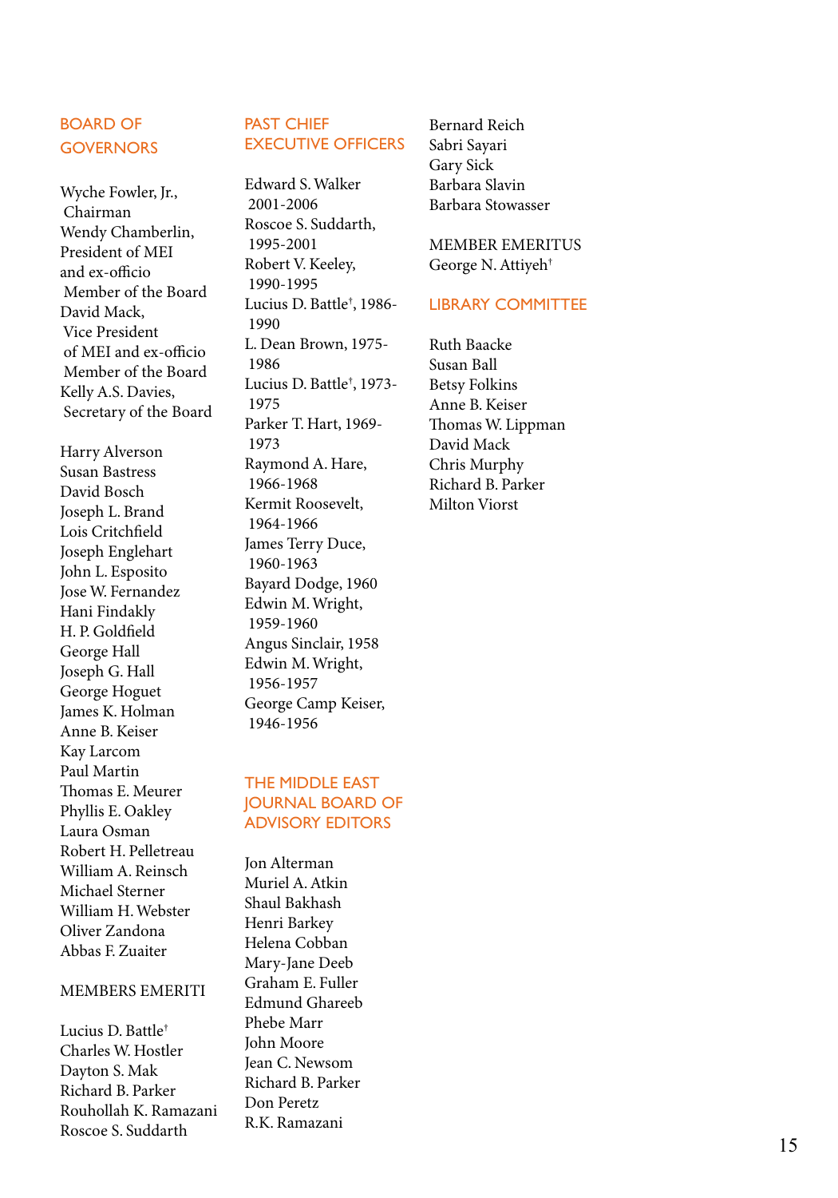## BOARD OF GOVERNORS

Wyche Fowler, Jr., Chairman
Wendy Chamberlin, President of MEI and ex-officio Member of the Board
David Mack, Vice President of MEI and ex-officio Member of the Board
Kelly A.S. Davies, Secretary of the Board

Harry Alverson
Susan Bastress
David Bosch
Joseph L. Brand
Lois Critchfield
Joseph Englehart
John L. Esposito
Jose W. Fernandez
Hani Findakly
H. P. Goldfield
George Hall
Joseph G. Hall
George Hoguet
James K. Holman
Anne B. Keiser
Kay Larcom
Paul Martin
Thomas E. Meurer
Phyllis E. Oakley
Laura Osman
Robert H. Pelletreau
William A. Reinsch
Michael Sterner
William H. Webster
Oliver Zandona
Abbas F. Zuaiter

MEMBERS EMERITI

Lucius D. Battle†
Charles W. Hostler
Dayton S. Mak
Richard B. Parker
Rouhollah K. Ramazani
Roscoe S. Suddarth

## PAST CHIEF EXECUTIVE OFFICERS

Edward S. Walker 2001-2006
Roscoe S. Suddarth, 1995-2001
Robert V. Keeley, 1990-1995
Lucius D. Battle†, 1986-1990
L. Dean Brown, 1975-1986
Lucius D. Battle†, 1973-1975
Parker T. Hart, 1969-1973
Raymond A. Hare, 1966-1968
Kermit Roosevelt, 1964-1966
James Terry Duce, 1960-1963
Bayard Dodge, 1960
Edwin M. Wright, 1959-1960
Angus Sinclair, 1958
Edwin M. Wright, 1956-1957
George Camp Keiser, 1946-1956

## THE MIDDLE EAST JOURNAL BOARD OF ADVISORY EDITORS

Jon Alterman
Muriel A. Atkin
Shaul Bakhash
Henri Barkey
Helena Cobban
Mary-Jane Deeb
Graham E. Fuller
Edmund Ghareeb
Phebe Marr
John Moore
Jean C. Newsom
Richard B. Parker
Don Peretz
R.K. Ramazani
Bernard Reich
Sabri Sayari
Gary Sick
Barbara Slavin
Barbara Stowasser

MEMBER EMERITUS
George N. Attiyeh†

## LIBRARY COMMITTEE

Ruth Baacke
Susan Ball
Betsy Folkins
Anne B. Keiser
Thomas W. Lippman
David Mack
Chris Murphy
Richard B. Parker
Milton Viorst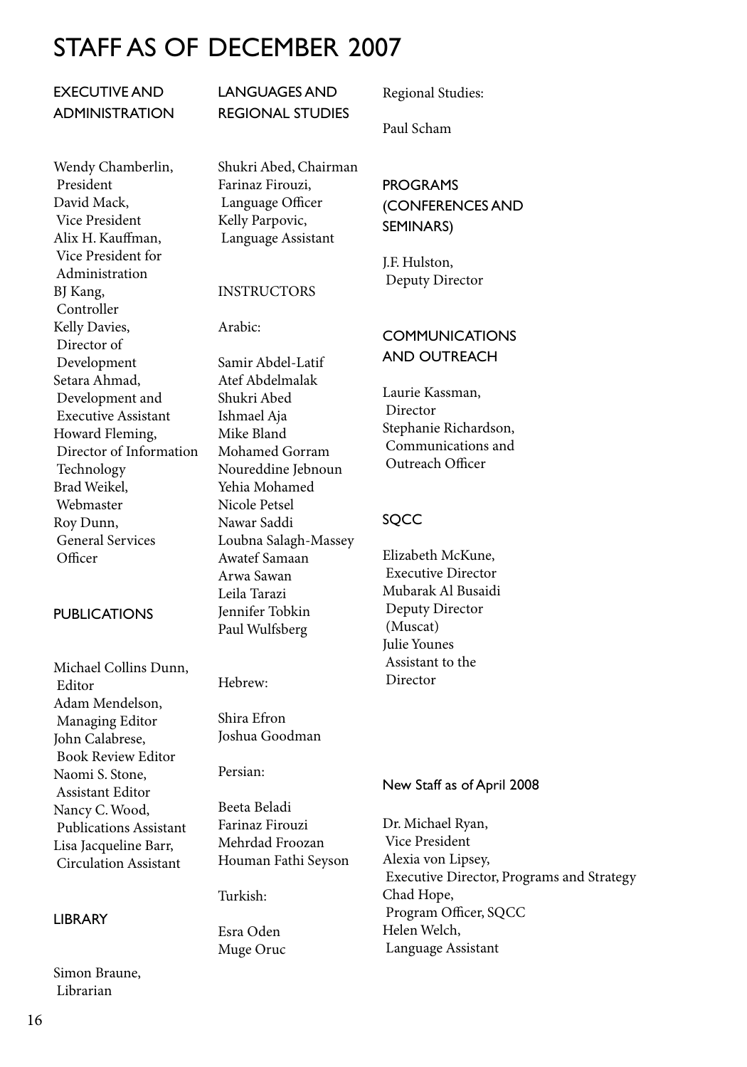# STAFF AS OF DECEMBER 2007

## EXECUTIVE AND ADMINISTRATION

Wendy Chamberlin,
President
David Mack,
Vice President
Alix H. Kauffman,
Vice President for Administration
BJ Kang,
Controller
Kelly Davies,
Director of Development
Setara Ahmad,
Development and Executive Assistant
Howard Fleming,
Director of Information Technology
Brad Weikel,
Webmaster
Roy Dunn,
General Services Officer

## PUBLICATIONS

Michael Collins Dunn,
Editor
Adam Mendelson,
Managing Editor
John Calabrese,
Book Review Editor
Naomi S. Stone,
Assistant Editor
Nancy C. Wood,
Publications Assistant
Lisa Jacqueline Barr,
Circulation Assistant

## LIBRARY

Simon Braune,
Librarian

## LANGUAGES AND REGIONAL STUDIES

Shukri Abed, Chairman
Farinaz Firouzi,
Language Officer
Kelly Parpovic,
Language Assistant

### INSTRUCTORS

Arabic:

Samir Abdel-Latif
Atef Abdelmalak
Shukri Abed
Ishmael Aja
Mike Bland
Mohamed Gorram
Noureddine Jebnoun
Yehia Mohamed
Nicole Petsel
Nawar Saddi
Loubna Salagh-Massey
Awatef Samaan
Arwa Sawan
Leila Tarazi
Jennifer Tobkin
Paul Wulfsberg

Hebrew:

Shira Efron
Joshua Goodman

Persian:

Beeta Beladi
Farinaz Firouzi
Mehrdad Froozan
Houman Fathi Seyson

Turkish:

Esra Oden
Muge Oruc

Regional Studies:

Paul Scham

## PROGRAMS (CONFERENCES AND SEMINARS)

J.F. Hulston,
Deputy Director

## COMMUNICATIONS AND OUTREACH

Laurie Kassman,
Director
Stephanie Richardson,
Communications and Outreach Officer

## SQCC

Elizabeth McKune,
Executive Director
Mubarak Al Busaidi
Deputy Director (Muscat)
Julie Younes
Assistant to the Director

### New Staff as of April 2008

Dr. Michael Ryan,
Vice President
Alexia von Lipsey,
Executive Director, Programs and Strategy
Chad Hope,
Program Officer, SQCC
Helen Welch,
Language Assistant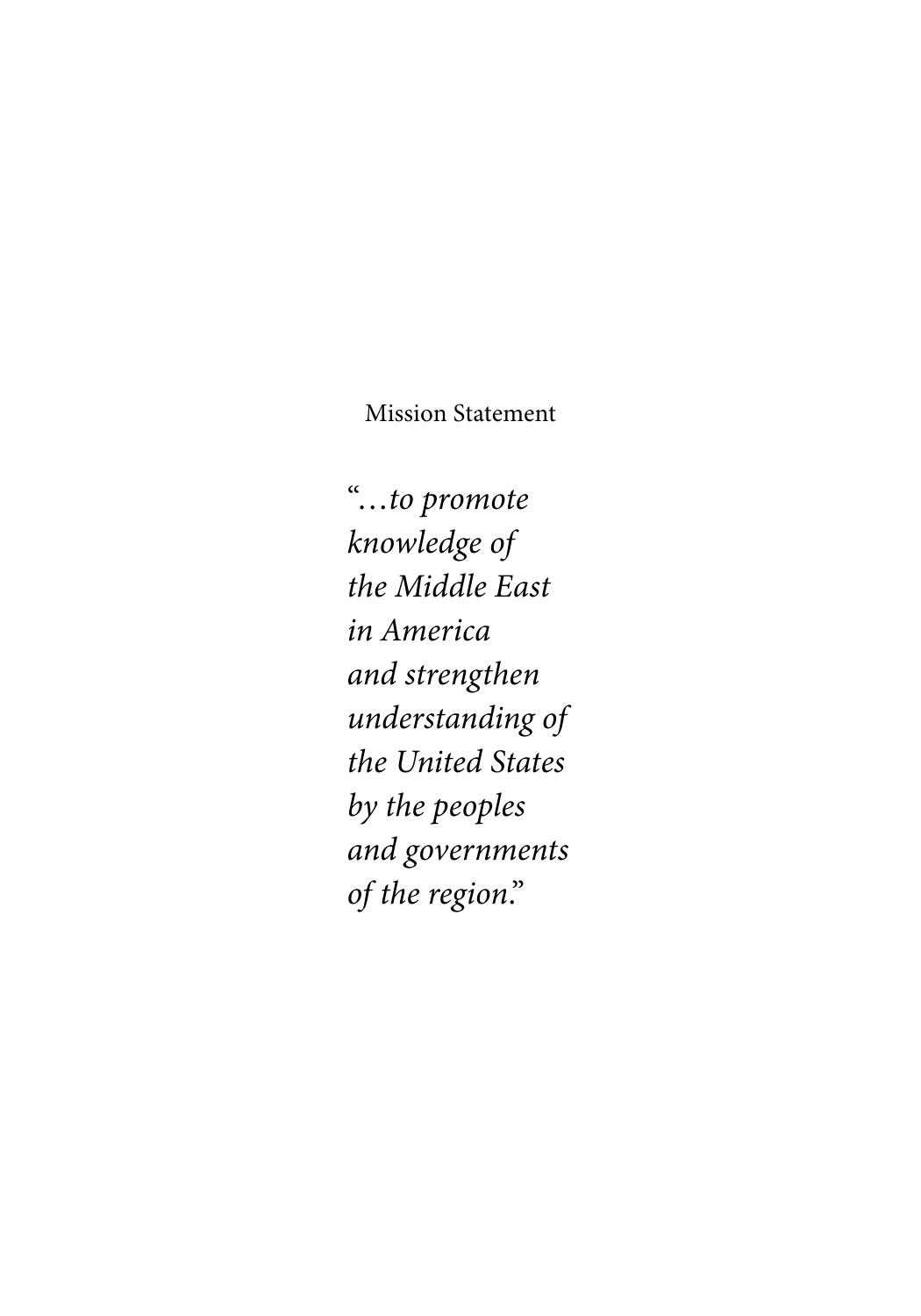Mission Statement

"*…to promote knowledge of the Middle East in America and strengthen understanding of the United States by the peoples and governments of the region.*"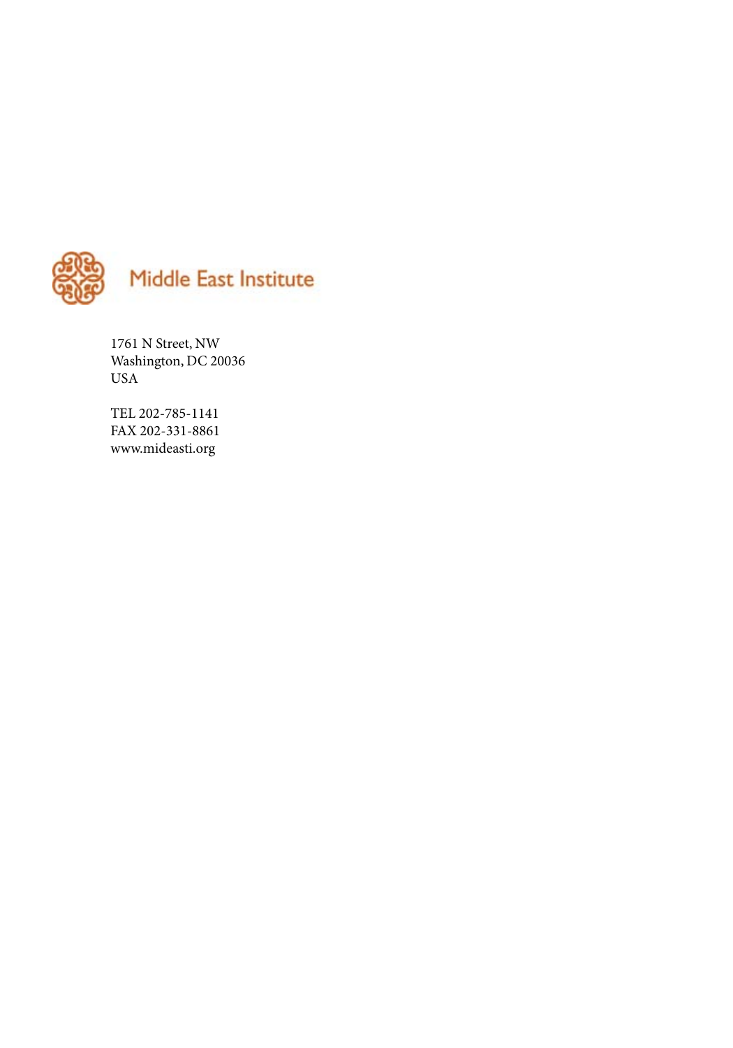Middle East Institute

1761 N Street, NW
Washington, DC 20036
USA

TEL 202-785-1141
FAX 202-331-8861
www.mideasti.org